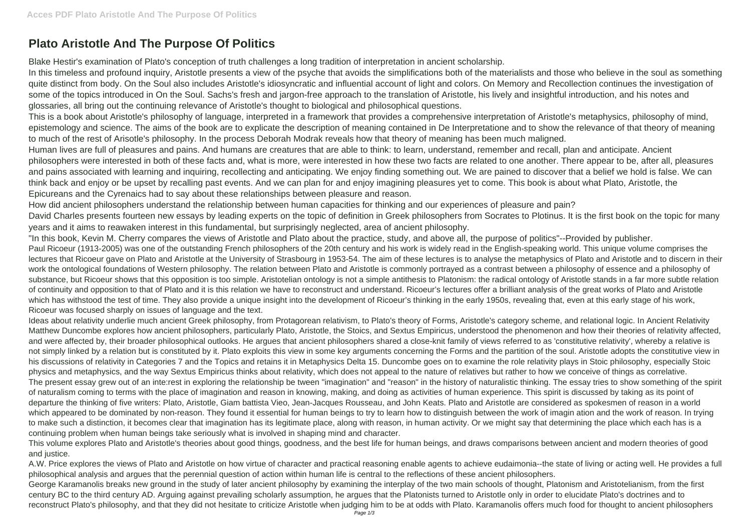# Plato Aristotle And The Purpose Of Politics

Blake Hestir's examination of Plato's conception of truth challenges a long tradition of interpretation in ancient scholarship.

In this timeless and profound inquiry, Aristotle presents a view of the psyche that avoids the simplifications both of the materialists and those who believe in the soul as something quite distinct from body. On the Soul also includes Aristotle's idiosyncratic and influential account of light and colors. On Memory and Recollection continues the investigation of some of the topics introduced in On the Soul. Sachs's fresh and jargon-free approach to the translation of Aristotle, his lively and insightful introduction, and his notes and glossaries, all bring out the continuing relevance of Aristotle's thought to biological and philosophical questions.

This is a book about Aristotle's philosophy of language, interpreted in a framework that provides a comprehensive interpretation of Aristotle's metaphysics, philosophy of mind, epistemology and science. The aims of the book are to explicate the description of meaning contained in De Interpretatione and to show the relevance of that theory of meaning to much of the rest of Arisotle's philosophy. In the process Deborah Modrak reveals how that theory of meaning has been much maligned.

Human lives are full of pleasures and pains. And humans are creatures that are able to think: to learn, understand, remember and recall, plan and anticipate. Ancient philosophers were interested in both of these facts and, what is more, were interested in how these two facts are related to one another. There appear to be, after all, pleasures and pains associated with learning and inquiring, recollecting and anticipating. We enjoy finding something out. We are pained to discover that a belief we hold is false. We can think back and enjoy or be upset by recalling past events. And we can plan for and enjoy imagining pleasures yet to come. This book is about what Plato, Aristotle, the Epicureans and the Cyrenaics had to say about these relationships between pleasure and reason.

How did ancient philosophers understand the relationship between human capacities for thinking and our experiences of pleasure and pain?

David Charles presents fourteen new essays by leading experts on the topic of definition in Greek philosophers from Socrates to Plotinus. It is the first book on the topic for many years and it aims to reawaken interest in this fundamental, but surprisingly neglected, area of ancient philosophy.

"In this book, Kevin M. Cherry compares the views of Aristotle and Plato about the practice, study, and above all, the purpose of politics"--Provided by publisher.

Paul Ricoeur (1913-2005) was one of the outstanding French philosophers of the 20th century and his work is widely read in the English-speaking world. This unique volume comprises the lectures that Ricoeur gave on Plato and Aristotle at the University of Strasbourg in 1953-54. The aim of these lectures is to analyse the metaphysics of Plato and Aristotle and to discern in their work the ontological foundations of Western philosophy. The relation between Plato and Aristotle is commonly portrayed as a contrast between a philosophy of essence and a philosophy of substance, but Ricoeur shows that this opposition is too simple. Aristotelian ontology is not a simple antithesis to Platonism: the radical ontology of Aristotle stands in a far more subtle relation of continuity and opposition to that of Plato and it is this relation we have to reconstruct and understand. Ricoeur's lectures offer a brilliant analysis of the great works of Plato and Aristotle which has withstood the test of time. They also provide a unique insight into the development of Ricoeur's thinking in the early 1950s, revealing that, even at this early stage of his work, Ricoeur was focused sharply on issues of language and the text.

Ideas about relativity underlie much ancient Greek philosophy, from Protagorean relativism, to Plato's theory of Forms, Aristotle's category scheme, and relational logic. In Ancient Relativity Matthew Duncombe explores how ancient philosophers, particularly Plato, Aristotle, the Stoics, and Sextus Empiricus, understood the phenomenon and how their theories of relativity affected, and were affected by, their broader philosophical outlooks. He argues that ancient philosophers shared a close-knit family of views referred to as 'constitutive relativity', whereby a relative is not simply linked by a relation but is constituted by it. Plato exploits this view in some key arguments concerning the Forms and the partition of the soul. Aristotle adopts the constitutive view in his discussions of relativity in Categories 7 and the Topics and retains it in Metaphysics Delta 15. Duncombe goes on to examine the role relativity plays in Stoic philosophy, especially Stoic physics and metaphysics, and the way Sextus Empiricus thinks about relativity, which does not appeal to the nature of relatives but rather to how we conceive of things as correlative.

The present essay grew out of an inte:rest in exploring the relationship be tween "imagination" and "reason" in the history of naturalistic thinking. The essay tries to show something of the spirit of naturalism coming to terms with the place of imagination and reason in knowing, making, and doing as activities of human experience. This spirit is discussed by taking as its point of departure the thinking of five writers: Plato, Aristotle, Giam battista Vico, Jean-Jacques Rousseau, and John Keats. Plato and Aristotle are considered as spokesmen of reason in a world which appeared to be dominated by non-reason. They found it essential for human beings to try to learn how to distinguish between the work of imagin ation and the work of reason. In trying to make such a distinction, it becomes clear that imagination has its legitimate place, along with reason, in human activity. Or we might say that determining the place which each has is a continuing problem when human beings take seriously what is involved in shaping mind and character.

This volume explores Plato and Aristotle's theories about good things, goodness, and the best life for human beings, and draws comparisons between ancient and modern theories of good and justice.

A.W. Price explores the views of Plato and Aristotle on how virtue of character and practical reasoning enable agents to achieve eudaimonia--the state of living or acting well. He provides a full philosophical analysis and argues that the perennial question of action within human life is central to the reflections of these ancient philosophers.

George Karamanolis breaks new ground in the study of later ancient philosophy by examining the interplay of the two main schools of thought, Platonism and Aristotelianism, from the first century BC to the third century AD. Arguing against prevailing scholarly assumption, he argues that the Platonists turned to Aristotle only in order to elucidate Plato's doctrines and to reconstruct Plato's philosophy, and that they did not hesitate to criticize Aristotle when judging him to be at odds with Plato. Karamanolis offers much food for thought to ancient philosophers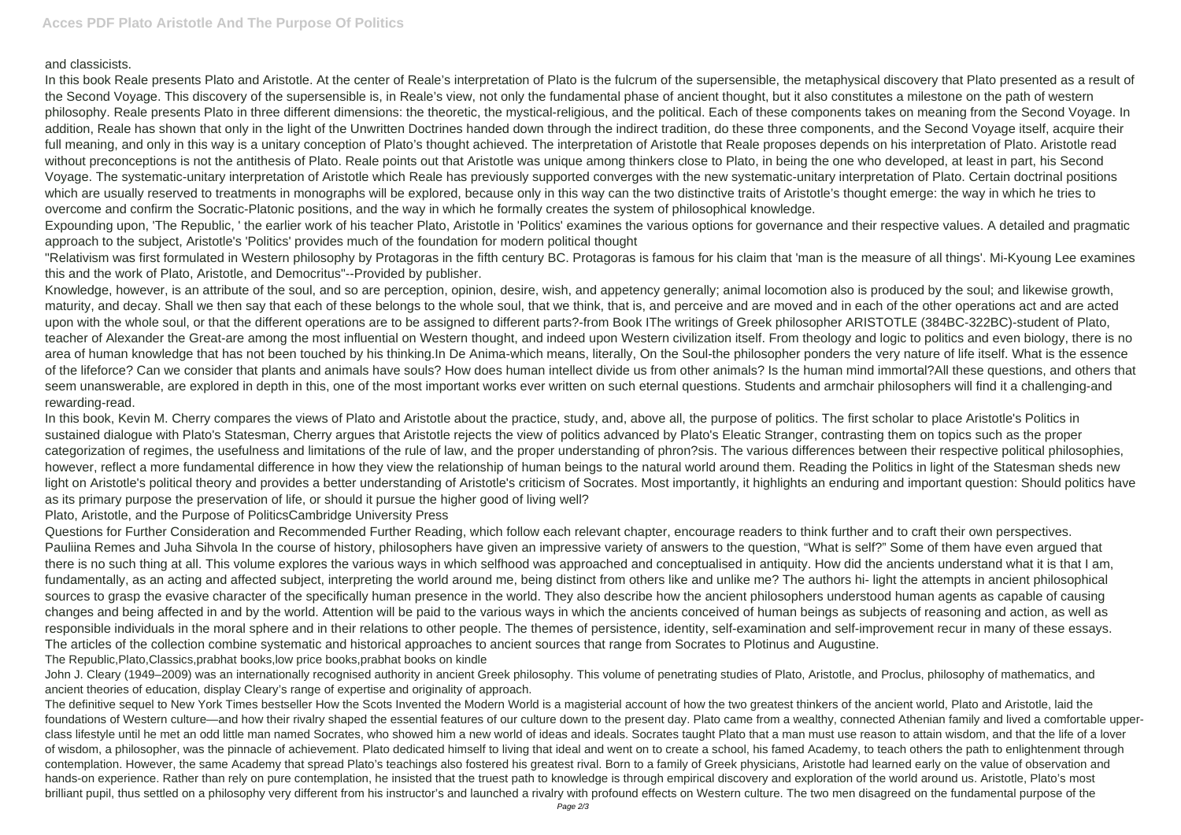and classicists.

In this book Reale presents Plato and Aristotle. At the center of Reale's interpretation of Plato is the fulcrum of the supersensible, the metaphysical discovery that Plato presented as a result of the Second Voyage. This discovery of the supersensible is, in Reale's view, not only the fundamental phase of ancient thought, but it also constitutes a milestone on the path of western philosophy. Reale presents Plato in three different dimensions: the theoretic, the mystical-religious, and the political. Each of these components takes on meaning from the Second Voyage. In addition, Reale has shown that only in the light of the Unwritten Doctrines handed down through the indirect tradition, do these three components, and the Second Voyage itself, acquire their full meaning, and only in this way is a unitary conception of Plato's thought achieved. The interpretation of Aristotle that Reale proposes depends on his interpretation of Plato. Aristotle read without preconceptions is not the antithesis of Plato. Reale points out that Aristotle was unique among thinkers close to Plato, in being the one who developed, at least in part, his Second Voyage. The systematic-unitary interpretation of Aristotle which Reale has previously supported converges with the new systematic-unitary interpretation of Plato. Certain doctrinal positions which are usually reserved to treatments in monographs will be explored, because only in this way can the two distinctive traits of Aristotle's thought emerge: the way in which he tries to overcome and confirm the Socratic-Platonic positions, and the way in which he formally creates the system of philosophical knowledge.

Expounding upon, 'The Republic, ' the earlier work of his teacher Plato, Aristotle in 'Politics' examines the various options for governance and their respective values. A detailed and pragmatic approach to the subject, Aristotle's 'Politics' provides much of the foundation for modern political thought

"Relativism was first formulated in Western philosophy by Protagoras in the fifth century BC. Protagoras is famous for his claim that 'man is the measure of all things'. Mi-Kyoung Lee examines this and the work of Plato, Aristotle, and Democritus"--Provided by publisher.

Knowledge, however, is an attribute of the soul, and so are perception, opinion, desire, wish, and appetency generally; animal locomotion also is produced by the soul; and likewise growth, maturity, and decay. Shall we then say that each of these belongs to the whole soul, that we think, that is, and perceive and are moved and in each of the other operations act and are acted upon with the whole soul, or that the different operations are to be assigned to different parts?-from Book IThe writings of Greek philosopher ARISTOTLE (384BC-322BC)-student of Plato, teacher of Alexander the Great-are among the most influential on Western thought, and indeed upon Western civilization itself. From theology and logic to politics and even biology, there is no area of human knowledge that has not been touched by his thinking.In De Anima-which means, literally, On the Soul-the philosopher ponders the very nature of life itself. What is the essence of the lifeforce? Can we consider that plants and animals have souls? How does human intellect divide us from other animals? Is the human mind immortal?All these questions, and others that seem unanswerable, are explored in depth in this, one of the most important works ever written on such eternal questions. Students and armchair philosophers will find it a challenging-and rewarding-read.

In this book, Kevin M. Cherry compares the views of Plato and Aristotle about the practice, study, and, above all, the purpose of politics. The first scholar to place Aristotle's Politics in sustained dialogue with Plato's Statesman, Cherry argues that Aristotle rejects the view of politics advanced by Plato's Eleatic Stranger, contrasting them on topics such as the proper categorization of regimes, the usefulness and limitations of the rule of law, and the proper understanding of phron?sis. The various differences between their respective political philosophies, however, reflect a more fundamental difference in how they view the relationship of human beings to the natural world around them. Reading the Politics in light of the Statesman sheds new light on Aristotle's political theory and provides a better understanding of Aristotle's criticism of Socrates. Most importantly, it highlights an enduring and important question: Should politics have as its primary purpose the preservation of life, or should it pursue the higher good of living well?

Plato, Aristotle, and the Purpose of PoliticsCambridge University Press

Questions for Further Consideration and Recommended Further Reading, which follow each relevant chapter, encourage readers to think further and to craft their own perspectives.

Pauliina Remes and Juha Sihvola In the course of history, philosophers have given an impressive variety of answers to the question, "What is self?" Some of them have even argued that there is no such thing at all. This volume explores the various ways in which selfhood was approached and conceptualised in antiquity. How did the ancients understand what it is that I am, fundamentally, as an acting and affected subject, interpreting the world around me, being distinct from others like and unlike me? The authors hi- light the attempts in ancient philosophical sources to grasp the evasive character of the specifically human presence in the world. They also describe how the ancient philosophers understood human agents as capable of causing changes and being affected in and by the world. Attention will be paid to the various ways in which the ancients conceived of human beings as subjects of reasoning and action, as well as responsible individuals in the moral sphere and in their relations to other people. The themes of persistence, identity, self-examination and self-improvement recur in many of these essays. The articles of the collection combine systematic and historical approaches to ancient sources that range from Socrates to Plotinus and Augustine.

The Republic,Plato,Classics,prabhat books,low price books,prabhat books on kindle

John J. Cleary (1949–2009) was an internationally recognised authority in ancient Greek philosophy. This volume of penetrating studies of Plato, Aristotle, and Proclus, philosophy of mathematics, and ancient theories of education, display Cleary's range of expertise and originality of approach.

The definitive sequel to New York Times bestseller How the Scots Invented the Modern World is a magisterial account of how the two greatest thinkers of the ancient world, Plato and Aristotle, laid the foundations of Western culture—and how their rivalry shaped the essential features of our culture down to the present day. Plato came from a wealthy, connected Athenian family and lived a comfortable upper-class lifestyle until he met an odd little man named Socrates, who showed him a new world of ideas and ideals. Socrates taught Plato that a man must use reason to attain wisdom, and that the life of a lover of wisdom, a philosopher, was the pinnacle of achievement. Plato dedicated himself to living that ideal and went on to create a school, his famed Academy, to teach others the path to enlightenment through contemplation. However, the same Academy that spread Plato's teachings also fostered his greatest rival. Born to a family of Greek physicians, Aristotle had learned early on the value of observation and hands-on experience. Rather than rely on pure contemplation, he insisted that the truest path to knowledge is through empirical discovery and exploration of the world around us. Aristotle, Plato's most brilliant pupil, thus settled on a philosophy very different from his instructor's and launched a rivalry with profound effects on Western culture. The two men disagreed on the fundamental purpose of the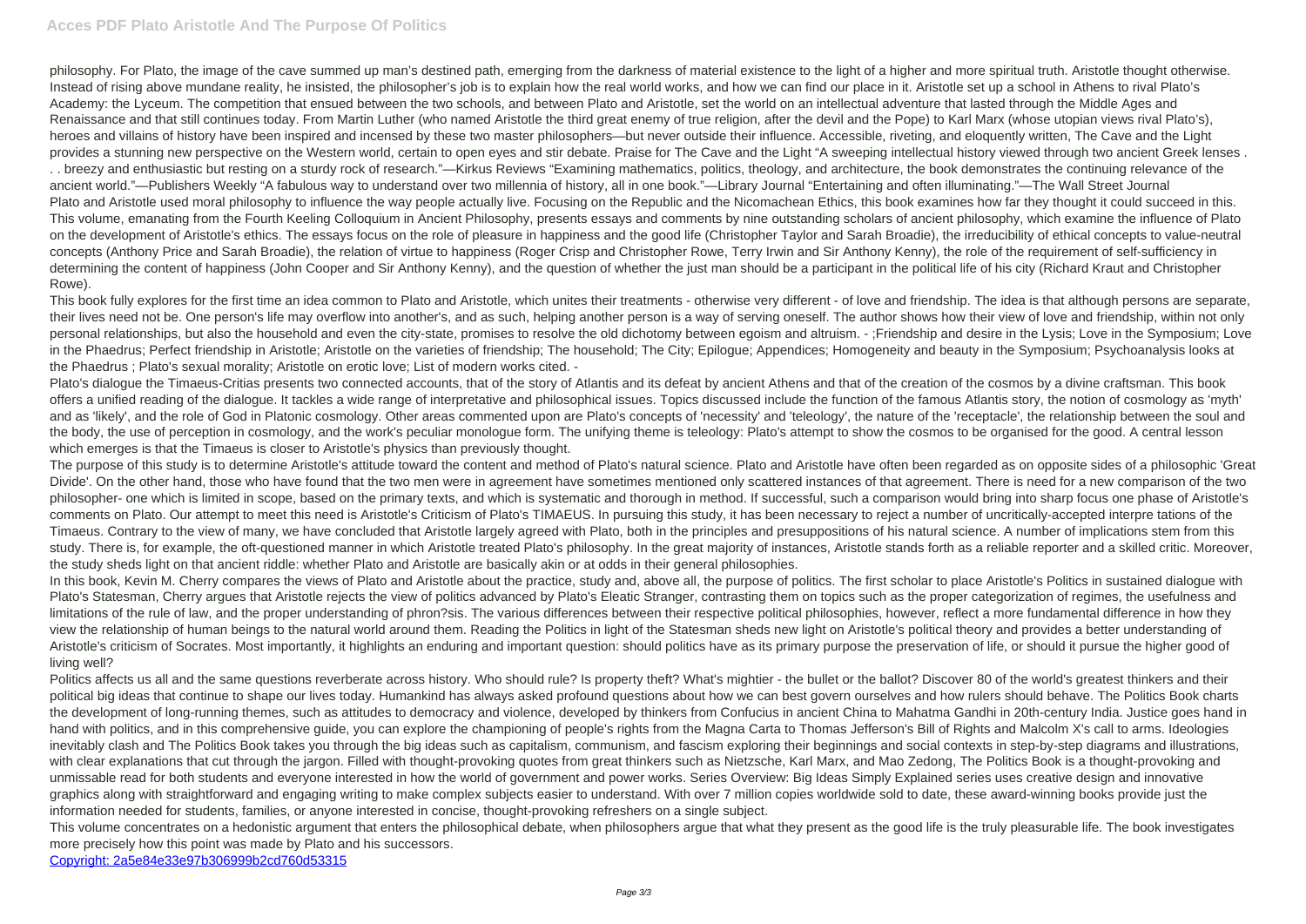philosophy. For Plato, the image of the cave summed up man's destined path, emerging from the darkness of material existence to the light of a higher and more spiritual truth. Aristotle thought otherwise. Instead of rising above mundane reality, he insisted, the philosopher's job is to explain how the real world works, and how we can find our place in it. Aristotle set up a school in Athens to rival Plato's Academy: the Lyceum. The competition that ensued between the two schools, and between Plato and Aristotle, set the world on an intellectual adventure that lasted through the Middle Ages and Renaissance and that still continues today. From Martin Luther (who named Aristotle the third great enemy of true religion, after the devil and the Pope) to Karl Marx (whose utopian views rival Plato's), heroes and villains of history have been inspired and incensed by these two master philosophers—but never outside their influence. Accessible, riveting, and eloquently written, The Cave and the Light provides a stunning new perspective on the Western world, certain to open eyes and stir debate. Praise for The Cave and the Light "A sweeping intellectual history viewed through two ancient Greek lenses . . . breezy and enthusiastic but resting on a sturdy rock of research."—Kirkus Reviews "Examining mathematics, politics, theology, and architecture, the book demonstrates the continuing relevance of the ancient world."—Publishers Weekly "A fabulous way to understand over two millennia of history, all in one book."—Library Journal "Entertaining and often illuminating."—The Wall Street Journal

Plato and Aristotle used moral philosophy to influence the way people actually live. Focusing on the Republic and the Nicomachean Ethics, this book examines how far they thought it could succeed in this. This volume, emanating from the Fourth Keeling Colloquium in Ancient Philosophy, presents essays and comments by nine outstanding scholars of ancient philosophy, which examine the influence of Plato on the development of Aristotle's ethics. The essays focus on the role of pleasure in happiness and the good life (Christopher Taylor and Sarah Broadie), the irreducibility of ethical concepts to value-neutral concepts (Anthony Price and Sarah Broadie), the relation of virtue to happiness (Roger Crisp and Christopher Rowe, Terry Irwin and Sir Anthony Kenny), the role of the requirement of self-sufficiency in determining the content of happiness (John Cooper and Sir Anthony Kenny), and the question of whether the just man should be a participant in the political life of his city (Richard Kraut and Christopher Rowe).

This book fully explores for the first time an idea common to Plato and Aristotle, which unites their treatments - otherwise very different - of love and friendship. The idea is that although persons are separate, their lives need not be. One person's life may overflow into another's, and as such, helping another person is a way of serving oneself. The author shows how their view of love and friendship, within not only personal relationships, but also the household and even the city-state, promises to resolve the old dichotomy between egoism and altruism. - ;Friendship and desire in the Lysis; Love in the Symposium; Love in the Phaedrus; Perfect friendship in Aristotle; Aristotle on the varieties of friendship; The household; The City; Epilogue; Appendices; Homogeneity and beauty in the Symposium; Psychoanalysis looks at the Phaedrus ; Plato's sexual morality; Aristotle on erotic love; List of modern works cited. -

Plato's dialogue the Timaeus-Critias presents two connected accounts, that of the story of Atlantis and its defeat by ancient Athens and that of the creation of the cosmos by a divine craftsman. This book offers a unified reading of the dialogue. It tackles a wide range of interpretative and philosophical issues. Topics discussed include the function of the famous Atlantis story, the notion of cosmology as 'myth' and as 'likely', and the role of God in Platonic cosmology. Other areas commented upon are Plato's concepts of 'necessity' and 'teleology', the nature of the 'receptacle', the relationship between the soul and the body, the use of perception in cosmology, and the work's peculiar monologue form. The unifying theme is teleology: Plato's attempt to show the cosmos to be organised for the good. A central lesson which emerges is that the Timaeus is closer to Aristotle's physics than previously thought.

The purpose of this study is to determine Aristotle's attitude toward the content and method of Plato's natural science. Plato and Aristotle have often been regarded as on opposite sides of a philosophic 'Great Divide'. On the other hand, those who have found that the two men were in agreement have sometimes mentioned only scattered instances of that agreement. There is need for a new comparison of the two philosopher- one which is limited in scope, based on the primary texts, and which is systematic and thorough in method. If successful, such a comparison would bring into sharp focus one phase of Aristotle's comments on Plato. Our attempt to meet this need is Aristotle's Criticism of Plato's TIMAEUS. In pursuing this study, it has been necessary to reject a number of uncritically-accepted interpre tations of the Timaeus. Contrary to the view of many, we have concluded that Aristotle largely agreed with Plato, both in the principles and presuppositions of his natural science. A number of implications stem from this study. There is, for example, the oft-questioned manner in which Aristotle treated Plato's philosophy. In the great majority of instances, Aristotle stands forth as a reliable reporter and a skilled critic. Moreover, the study sheds light on that ancient riddle: whether Plato and Aristotle are basically akin or at odds in their general philosophies.

In this book, Kevin M. Cherry compares the views of Plato and Aristotle about the practice, study and, above all, the purpose of politics. The first scholar to place Aristotle's Politics in sustained dialogue with Plato's Statesman, Cherry argues that Aristotle rejects the view of politics advanced by Plato's Eleatic Stranger, contrasting them on topics such as the proper categorization of regimes, the usefulness and limitations of the rule of law, and the proper understanding of phron?sis. The various differences between their respective political philosophies, however, reflect a more fundamental difference in how they view the relationship of human beings to the natural world around them. Reading the Politics in light of the Statesman sheds new light on Aristotle's political theory and provides a better understanding of Aristotle's criticism of Socrates. Most importantly, it highlights an enduring and important question: should politics have as its primary purpose the preservation of life, or should it pursue the higher good of living well?

Politics affects us all and the same questions reverberate across history. Who should rule? Is property theft? What's mightier - the bullet or the ballot? Discover 80 of the world's greatest thinkers and their political big ideas that continue to shape our lives today. Humankind has always asked profound questions about how we can best govern ourselves and how rulers should behave. The Politics Book charts the development of long-running themes, such as attitudes to democracy and violence, developed by thinkers from Confucius in ancient China to Mahatma Gandhi in 20th-century India. Justice goes hand in hand with politics, and in this comprehensive guide, you can explore the championing of people's rights from the Magna Carta to Thomas Jefferson's Bill of Rights and Malcolm X's call to arms. Ideologies inevitably clash and The Politics Book takes you through the big ideas such as capitalism, communism, and fascism exploring their beginnings and social contexts in step-by-step diagrams and illustrations, with clear explanations that cut through the jargon. Filled with thought-provoking quotes from great thinkers such as Nietzsche, Karl Marx, and Mao Zedong, The Politics Book is a thought-provoking and unmissable read for both students and everyone interested in how the world of government and power works. Series Overview: Big Ideas Simply Explained series uses creative design and innovative graphics along with straightforward and engaging writing to make complex subjects easier to understand. With over 7 million copies worldwide sold to date, these award-winning books provide just the information needed for students, families, or anyone interested in concise, thought-provoking refreshers on a single subject.

This volume concentrates on a hedonistic argument that enters the philosophical debate, when philosophers argue that what they present as the good life is the truly pleasurable life. The book investigates more precisely how this point was made by Plato and his successors.

Copyright: 2a5e84e33e97b306999b2cd760d53315